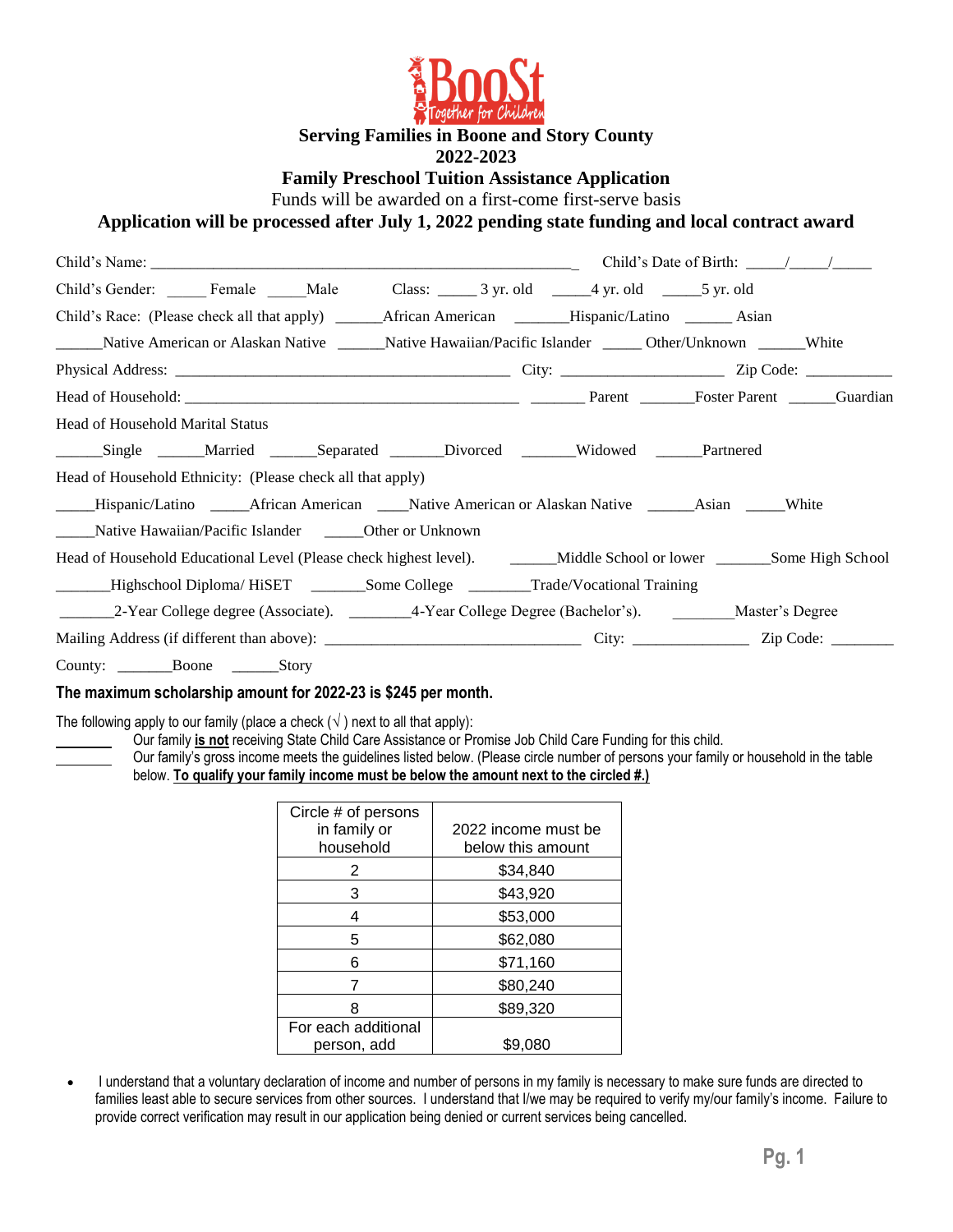**BooSt** Together for Children

# Serving Families in Boone and Story County
## 2022-2023
## Family Preschool Tuition Assistance Application

Funds will be awarded on a first-come first-serve basis

**Application will be processed after July 1, 2022 pending state funding and local contract award**

Child's Name: ______________________________________________________ Child's Date of Birth: _____/_____/_____

Child's Gender: _____ Female _____Male Class: _____ 3 yr. old _____4 yr. old _____5 yr. old

Child's Race: (Please check all that apply) ______African American _______Hispanic/Latino ______ Asian

______Native American or Alaskan Native ______Native Hawaiian/Pacific Islander _____ Other/Unknown ______White

Physical Address: ___________________________________________ City: ____________________ Zip Code: ___________

Head of Household: ___________________________________________ _______ Parent _______Foster Parent ______Guardian

Head of Household Marital Status

______Single ______Married ______Separated ______Divorced _______Widowed ______Partnered

Head of Household Ethnicity: (Please check all that apply)

_____Hispanic/Latino _____African American ____Native American or Alaskan Native ______Asian _____White

_____Native Hawaiian/Pacific Islander _____Other or Unknown

Head of Household Educational Level (Please check highest level). ______Middle School or lower _______Some High School

_______Highschool Diploma/ HiSET _______Some College ________Trade/Vocational Training

_______2-Year College degree (Associate). ________4-Year College Degree (Bachelor's). ________Master's Degree

Mailing Address (if different than above): __________________________________ City: _______________ Zip Code: ________

County: _______Boone ______Story

**The maximum scholarship amount for 2022-23 is $245 per month.**

The following apply to our family (place a check (√) next to all that apply):

________ Our family **is not** receiving State Child Care Assistance or Promise Job Child Care Funding for this child.

________ Our family's gross income meets the guidelines listed below. (Please circle number of persons your family or household in the table below. **To qualify your family income must be below the amount next to the circled #.)**

| Circle # of persons in family or household | 2022 income must be below this amount |
|---|---|
| 2 | $34,840 |
| 3 | $43,920 |
| 4 | $53,000 |
| 5 | $62,080 |
| 6 | $71,160 |
| 7 | $80,240 |
| 8 | $89,320 |
| For each additional person, add | $9,080 |

- I understand that a voluntary declaration of income and number of persons in my family is necessary to make sure funds are directed to families least able to secure services from other sources. I understand that I/we may be required to verify my/our family's income. Failure to provide correct verification may result in our application being denied or current services being cancelled.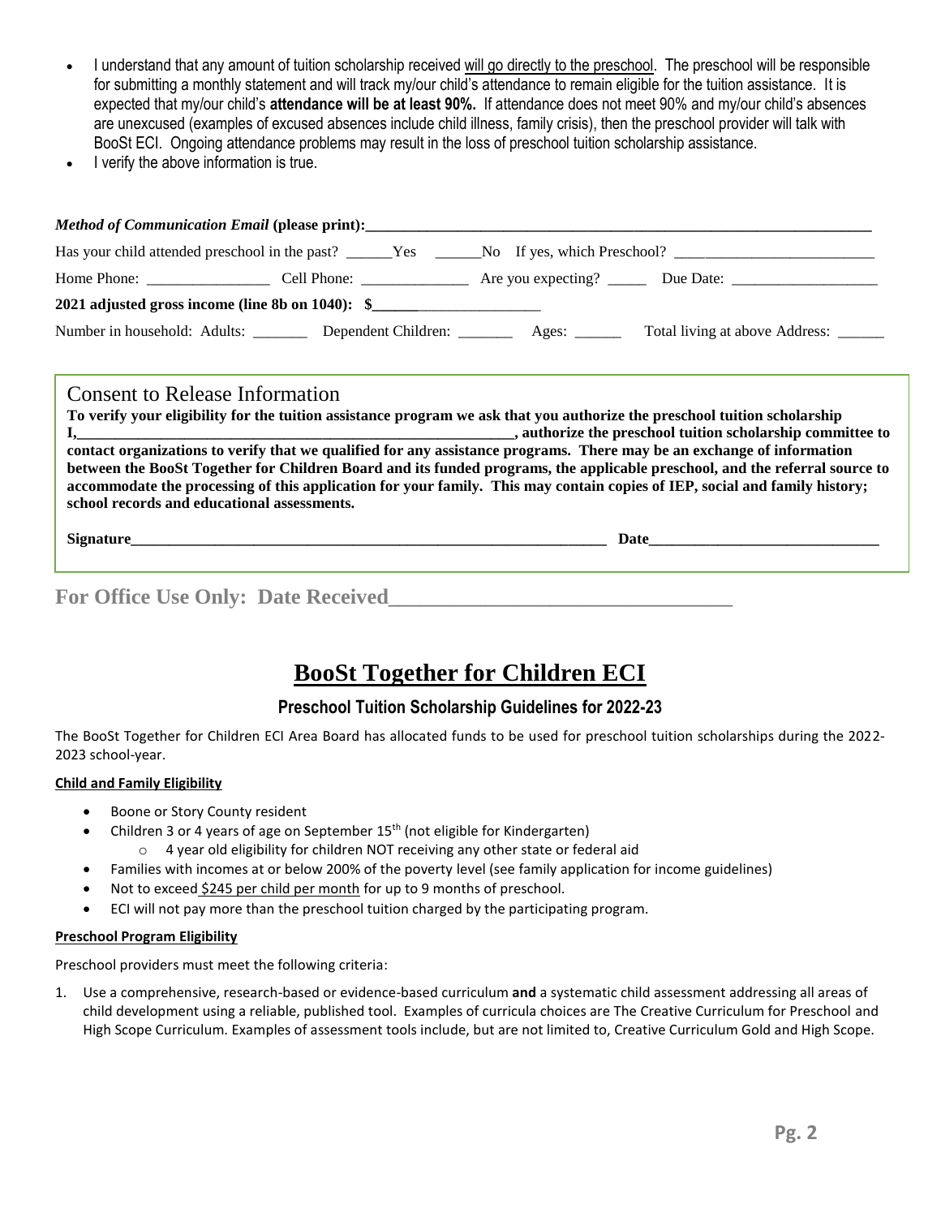- I understand that any amount of tuition scholarship received will go directly to the preschool. The preschool will be responsible for submitting a monthly statement and will track my/our child's attendance to remain eligible for the tuition assistance. It is expected that my/our child's **attendance will be at least 90%.** If attendance does not meet 90% and my/our child's absences are unexcused (examples of excused absences include child illness, family crisis), then the preschool provider will talk with BooSt ECI. Ongoing attendance problems may result in the loss of preschool tuition scholarship assistance.
- I verify the above information is true.

***Method of Communication Email* (please print):**______________________________________________________________

Has your child attended preschool in the past? ______Yes ______No If yes, which Preschool? ___________________________

Home Phone: _________________ Cell Phone: ______________ Are you expecting? _____ Due Date: ___________________

**2021 adjusted gross income (line 8b on 1040): $**________________________

Number in household: Adults: _______ Dependent Children: _______ Ages: ______ Total living at above Address: ______

## Consent to Release Information

**To verify your eligibility for the tuition assistance program we ask that you authorize the preschool tuition scholarship I,____________________________________________________, authorize the preschool tuition scholarship committee to contact organizations to verify that we qualified for any assistance programs. There may be an exchange of information between the BooSt Together for Children Board and its funded programs, the applicable preschool, and the referral source to accommodate the processing of this application for your family. This may contain copies of IEP, social and family history; school records and educational assessments.**

**Signature**_______________________________________________________________ **Date**______________________________

**For Office Use Only: Date Received**__________________________________

# BooSt Together for Children ECI

## Preschool Tuition Scholarship Guidelines for 2022-23

The BooSt Together for Children ECI Area Board has allocated funds to be used for preschool tuition scholarships during the 2022-2023 school-year.

**Child and Family Eligibility**

- Boone or Story County resident
- Children 3 or 4 years of age on September 15th (not eligible for Kindergarten)
  - 4 year old eligibility for children NOT receiving any other state or federal aid
- Families with incomes at or below 200% of the poverty level (see family application for income guidelines)
- Not to exceed $245 per child per month for up to 9 months of preschool.
- ECI will not pay more than the preschool tuition charged by the participating program.

**Preschool Program Eligibility**

Preschool providers must meet the following criteria:

1. Use a comprehensive, research-based or evidence-based curriculum **and** a systematic child assessment addressing all areas of child development using a reliable, published tool. Examples of curricula choices are The Creative Curriculum for Preschool and High Scope Curriculum. Examples of assessment tools include, but are not limited to, Creative Curriculum Gold and High Scope.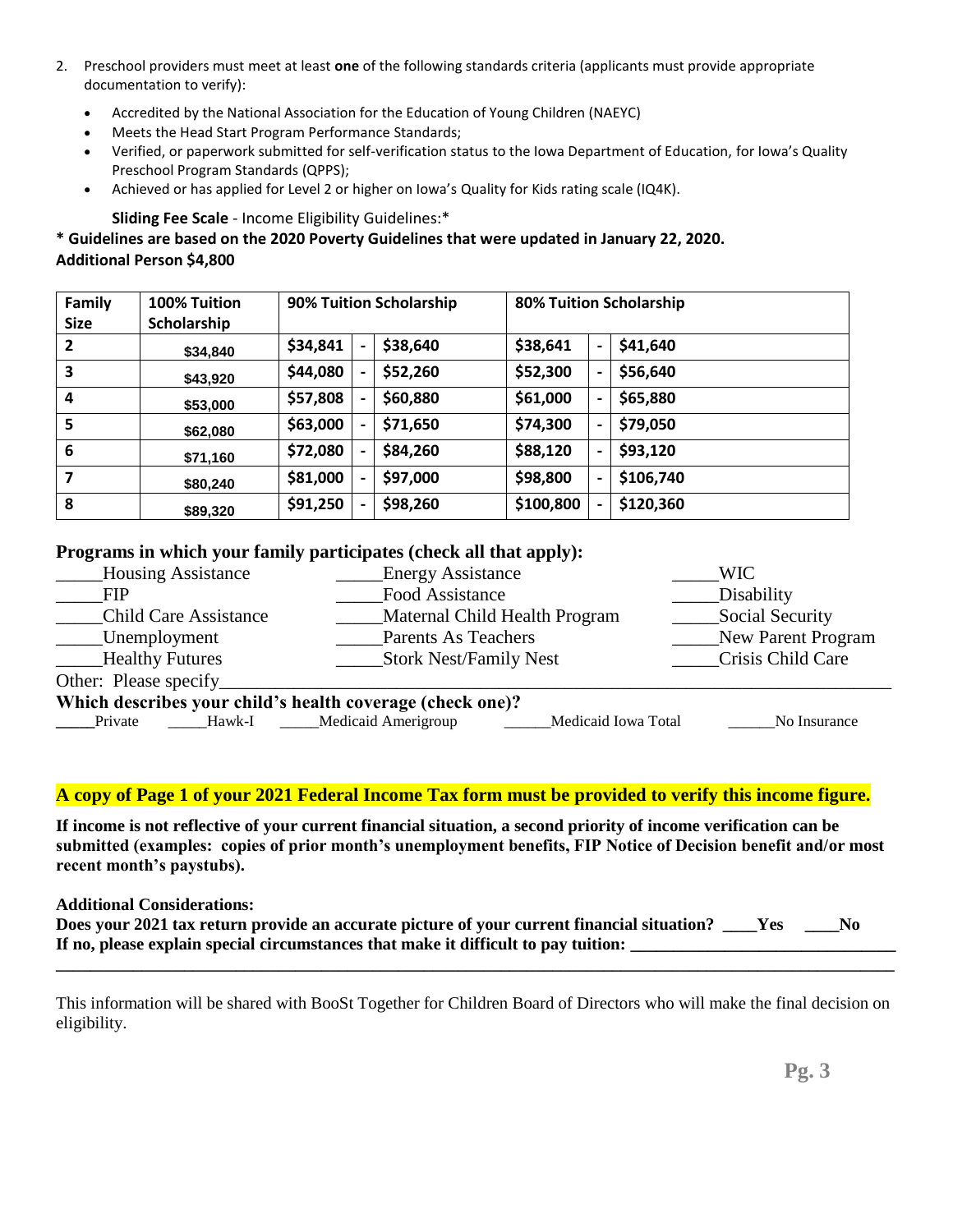2. Preschool providers must meet at least **one** of the following standards criteria (applicants must provide appropriate documentation to verify):
   - Accredited by the National Association for the Education of Young Children (NAEYC)
   - Meets the Head Start Program Performance Standards;
   - Verified, or paperwork submitted for self-verification status to the Iowa Department of Education, for Iowa's Quality Preschool Program Standards (QPPS);
   - Achieved or has applied for Level 2 or higher on Iowa's Quality for Kids rating scale (IQ4K).

**Sliding Fee Scale** - Income Eligibility Guidelines:*

**\* Guidelines are based on the 2020 Poverty Guidelines that were updated in January 22, 2020.**
**Additional Person $4,800**

| Family Size | 100% Tuition Scholarship | 90% Tuition Scholarship | | | 80% Tuition Scholarship | | |
|---|---|---|---|---|---|---|---|
| 2 | $34,840 | $34,841 | - | $38,640 | $38,641 | - | $41,640 |
| 3 | $43,920 | $44,080 | - | $52,260 | $52,300 | - | $56,640 |
| 4 | $53,000 | $57,808 | - | $60,880 | $61,000 | - | $65,880 |
| 5 | $62,080 | $63,000 | - | $71,650 | $74,300 | - | $79,050 |
| 6 | $71,160 | $72,080 | - | $84,260 | $88,120 | - | $93,120 |
| 7 | $80,240 | $81,000 | - | $97,000 | $98,800 | - | $106,740 |
| 8 | $89,320 | $91,250 | - | $98,260 | $100,800 | - | $120,360 |

**Programs in which your family participates (check all that apply):**

_____Housing Assistance _____Energy Assistance _____WIC
_____FIP _____Food Assistance _____Disability
_____Child Care Assistance _____Maternal Child Health Program _____Social Security
_____Unemployment _____Parents As Teachers _____New Parent Program
_____Healthy Futures _____Stork Nest/Family Nest _____Crisis Child Care

Other: Please specify_______________________________________________________________

**Which describes your child's health coverage (check one)?**

_____Private _____Hawk-I _____Medicaid Amerigroup ______Medicaid Iowa Total ______No Insurance

**A copy of Page 1 of your 2021 Federal Income Tax form must be provided to verify this income figure.**

**If income is not reflective of your current financial situation, a second priority of income verification can be submitted (examples: copies of prior month's unemployment benefits, FIP Notice of Decision benefit and/or most recent month's paystubs).**

**Additional Considerations:**
**Does your 2021 tax return provide an accurate picture of your current financial situation? ____Yes ____No**
**If no, please explain special circumstances that make it difficult to pay tuition: ______________________________**

______________________________________________________________________________________________

This information will be shared with BooSt Together for Children Board of Directors who will make the final decision on eligibility.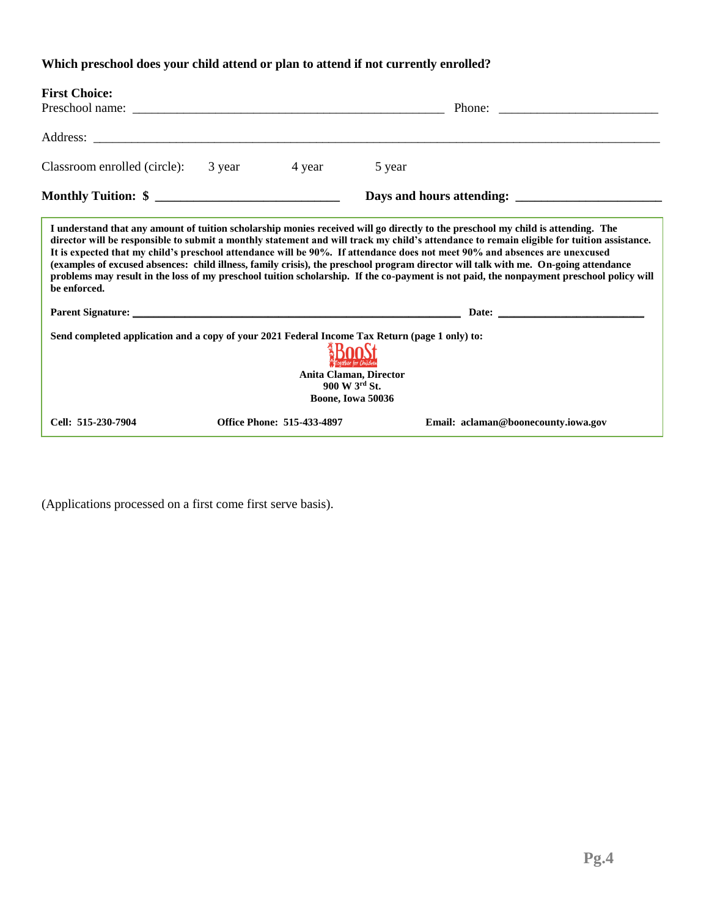**Which preschool does your child attend or plan to attend if not currently enrolled?**

**First Choice:**

Preschool name: __________________________________________________ Phone: _________________________

Address: ________________________________________________________________________________________

Classroom enrolled (circle): 3 year 4 year 5 year

**Monthly Tuition: $ ___________________________ Days and hours attending: ______________________**

**I understand that any amount of tuition scholarship monies received will go directly to the preschool my child is attending. The director will be responsible to submit a monthly statement and will track my child's attendance to remain eligible for tuition assistance. It is expected that my child's preschool attendance will be 90%. If attendance does not meet 90% and absences are unexcused (examples of excused absences: child illness, family crisis), the preschool program director will talk with me. On-going attendance problems may result in the loss of my preschool tuition scholarship. If the co-payment is not paid, the nonpayment preschool policy will be enforced.**

**Parent Signature: ____________________________________________________ Date: _________________________**

**Send completed application and a copy of your 2021 Federal Income Tax Return (page 1 only) to:**

BooSt Together for Children

**Anita Claman, Director**
**900 W 3rd St.**
**Boone, Iowa 50036**

**Cell: 515-230-7904 Office Phone: 515-433-4897 Email: aclaman@boonecounty.iowa.gov**

(Applications processed on a first come first serve basis).